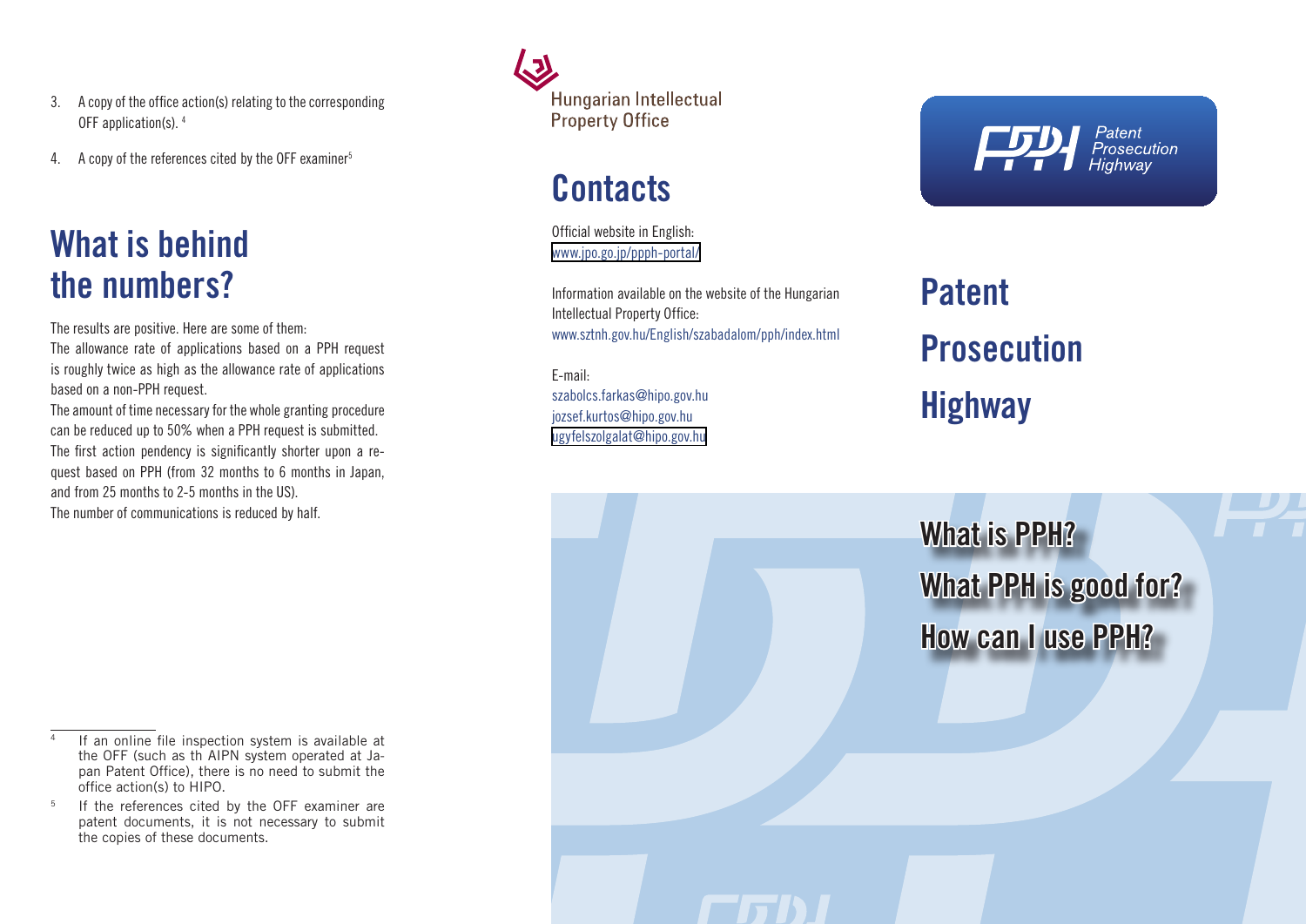3. A copy of the office action(s) relating to the corresponding OFF application(s). [4]
4. A copy of the references cited by the OFF examiner[5]

## What is behind the numbers?

The results are positive. Here are some of them:

The allowance rate of applications based on a PPH request is roughly twice as high as the allowance rate of applications based on a non-PPH request.

The amount of time necessary for the whole granting procedure can be reduced up to 50% when a PPH request is submitted.

The first action pendency is significantly shorter upon a request based on PPH (from 32 months to 6 months in Japan, and from 25 months to 2-5 months in the US).

The number of communications is reduced by half.

[4] If an online file inspection system is available at the OFF (such as th AIPN system operated at Japan Patent Office), there is no need to submit the office action(s) to HIPO.

[5] If the references cited by the OFF examiner are patent documents, it is not necessary to submit the copies of these documents.

Hungarian Intellectual Property Office

## Contacts

Official website in English:
www.jpo.go.jp/ppph-portal/

Information available on the website of the Hungarian Intellectual Property Office:
www.sztnh.gov.hu/English/szabadalom/pph/index.html

E-mail:
szabolcs.farkas@hipo.gov.hu
jozsef.kurtos@hipo.gov.hu
ugyfelszolgalat@hipo.gov.hu

PPH Patent Prosecution Highway

# Patent Prosecution Highway

## What is PPH?

## What PPH is good for?

## How can I use PPH?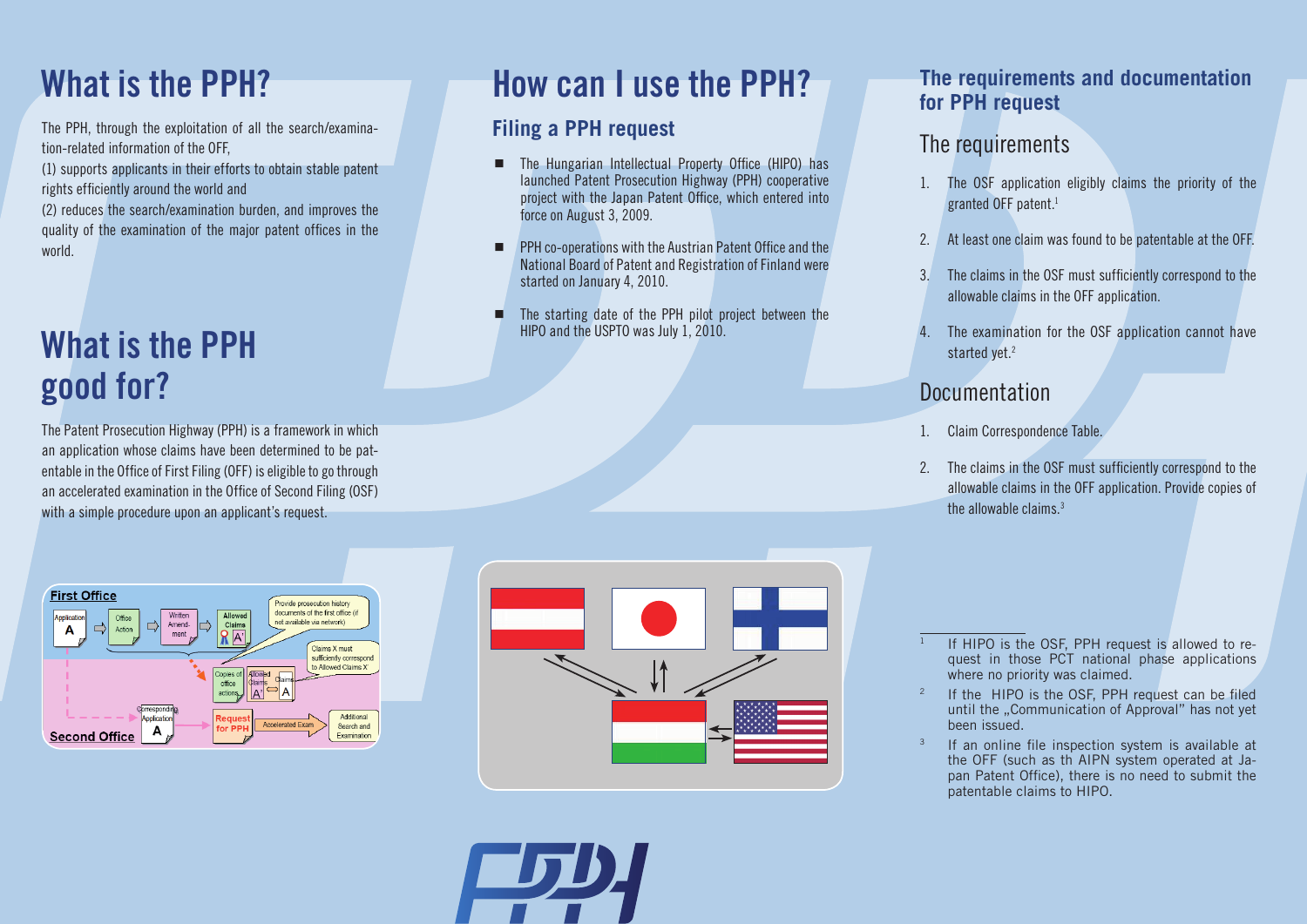# What is the PPH?

The PPH, through the exploitation of all the search/examination-related information of the OFF,

(1) supports applicants in their efforts to obtain stable patent rights efficiently around the world and

(2) reduces the search/examination burden, and improves the quality of the examination of the major patent offices in the world.

# What is the PPH good for?

The Patent Prosecution Highway (PPH) is a framework in which an application whose claims have been determined to be patentable in the Office of First Filing (OFF) is eligible to go through an accelerated examination in the Office of Second Filing (OSF) with a simple procedure upon an applicant's request.

First Office

Application A

Office Action

Written Amendment

Allowed Claims A'

Provide prosecution history documents of the first office (if not available via network)

Claims X must sufficiently correspond to Allowed Claims X'

Copies of office actions

Allowed Claims A'

Claims A

Corresponding Application A

Request for PPH

Accelerated Exam

Additional Search and Examination

Second Office

# How can I use the PPH?

## Filing a PPH request

- The Hungarian Intellectual Property Office (HIPO) has launched Patent Prosecution Highway (PPH) cooperative project with the Japan Patent Office, which entered into force on August 3, 2009.
- PPH co-operations with the Austrian Patent Office and the National Board of Patent and Registration of Finland were started on January 4, 2010.
- The starting date of the PPH pilot project between the HIPO and the USPTO was July 1, 2010.

## The requirements and documentation for PPH request

### The requirements

1. The OSF application eligibly claims the priority of the granted OFF patent.[1]
2. At least one claim was found to be patentable at the OFF.
3. The claims in the OSF must sufficiently correspond to the allowable claims in the OFF application.
4. The examination for the OSF application cannot have started yet.[2]

### Documentation

1. Claim Correspondence Table.
2. The claims in the OSF must sufficiently correspond to the allowable claims in the OFF application. Provide copies of the allowable claims.[3]

---

[1] If HIPO is the OSF, PPH request is allowed to request in those PCT national phase applications where no priority was claimed.

[2] If the HIPO is the OSF, PPH request can be filed until the OFF „Communication of Approval" has not yet been issued.

[3] If an online file inspection system is available at the OFF (such as th AIPN system operated at Japan Patent Office), there is no need to submit the patentable claims to HIPO.